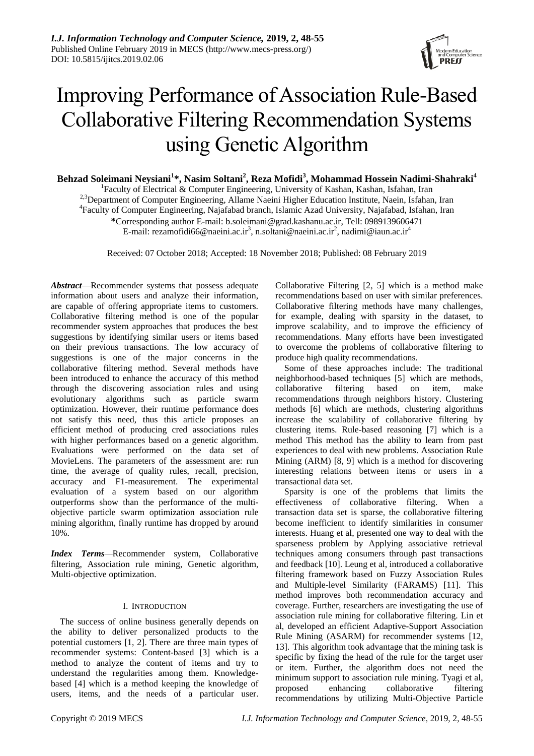# Improving Performance of Association Rule-Based Collaborative Filtering Recommendation Systems using Genetic Algorithm

**Behzad Soleimani Neysiani[1]*, Nasim Soltani[2], Reza Mofidi[3], Mohammad Hossein Nadimi-Shahraki[4]**

[1]Faculty of Electrical & Computer Engineering, University of Kashan, Kashan, Isfahan, Iran

[2,3]Department of Computer Engineering, Allame Naeini Higher Education Institute, Naein, Isfahan, Iran

[4]Faculty of Computer Engineering, Najafabad branch, Islamic Azad University, Najafabad, Isfahan, Iran

*Corresponding author E-mail: b.soleimani@grad.kashanu.ac.ir, Tell: 0989139606471

E-mail: rezamofidi66@naeini.ac.ir[3], n.soltani@naeini.ac.ir[2], nadimi@iaun.ac.ir[4]

Received: 07 October 2018; Accepted: 18 November 2018; Published: 08 February 2019

***Abstract***—Recommender systems that possess adequate information about users and analyze their information, are capable of offering appropriate items to customers. Collaborative filtering method is one of the popular recommender system approaches that produces the best suggestions by identifying similar users or items based on their previous transactions. The low accuracy of suggestions is one of the major concerns in the collaborative filtering method. Several methods have been introduced to enhance the accuracy of this method through the discovering association rules and using evolutionary algorithms such as particle swarm optimization. However, their runtime performance does not satisfy this need, thus this article proposes an efficient method of producing cred associations rules with higher performances based on a genetic algorithm. Evaluations were performed on the data set of MovieLens. The parameters of the assessment are: run time, the average of quality rules, recall, precision, accuracy and F1-measurement. The experimental evaluation of a system based on our algorithm outperforms show than the performance of the multi-objective particle swarm optimization association rule mining algorithm, finally runtime has dropped by around 10%.

***Index Terms***—Recommender system, Collaborative filtering, Association rule mining, Genetic algorithm, Multi-objective optimization.

## I. INTRODUCTION

The success of online business generally depends on the ability to deliver personalized products to the potential customers [1, 2]. There are three main types of recommender systems: Content-based [3] which is a method to analyze the content of items and try to understand the regularities among them. Knowledge-based [4] which is a method keeping the knowledge of users, items, and the needs of a particular user. Collaborative Filtering [2, 5] which is a method make recommendations based on user with similar preferences. Collaborative filtering methods have many challenges, for example, dealing with sparsity in the dataset, to improve scalability, and to improve the efficiency of recommendations. Many efforts have been investigated to overcome the problems of collaborative filtering to produce high quality recommendations.

Some of these approaches include: The traditional neighborhood-based techniques [5] which are methods, collaborative filtering based on item, make recommendations through neighbors history. Clustering methods [6] which are methods, clustering algorithms increase the scalability of collaborative filtering by clustering items. Rule-based reasoning [7] which is a method This method has the ability to learn from past experiences to deal with new problems. Association Rule Mining (ARM) [8, 9] which is a method for discovering interesting relations between items or users in a transactional data set.

Sparsity is one of the problems that limits the effectiveness of collaborative filtering. When a transaction data set is sparse, the collaborative filtering become inefficient to identify similarities in consumer interests. Huang et al, presented one way to deal with the sparseness problem by Applying associative retrieval techniques among consumers through past transactions and feedback [10]. Leung et al, introduced a collaborative filtering framework based on Fuzzy Association Rules and Multiple-level Similarity (FARAMS) [11]. This method improves both recommendation accuracy and coverage. Further, researchers are investigating the use of association rule mining for collaborative filtering. Lin et al, developed an efficient Adaptive-Support Association Rule Mining (ASARM) for recommender systems [12, 13]. This algorithm took advantage that the mining task is specific by fixing the head of the rule for the target user or item. Further, the algorithm does not need the minimum support to association rule mining. Tyagi et al, proposed enhancing collaborative filtering recommendations by utilizing Multi-Objective Particle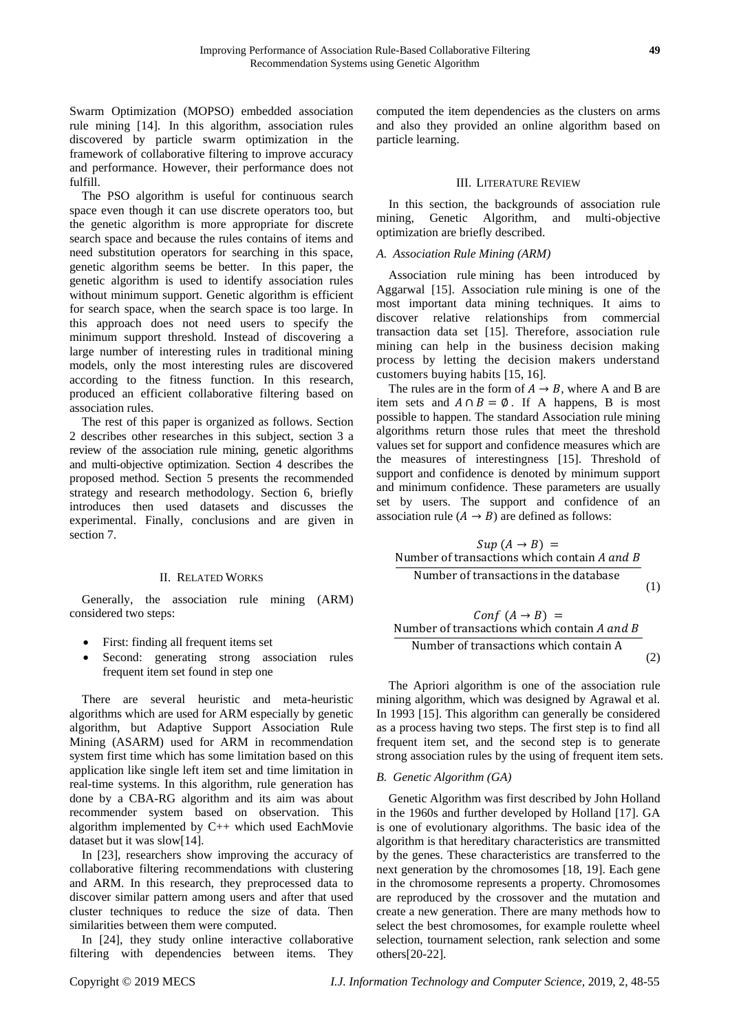Swarm Optimization (MOPSO) embedded association rule mining [14]. In this algorithm, association rules discovered by particle swarm optimization in the framework of collaborative filtering to improve accuracy and performance. However, their performance does not fulfill.

The PSO algorithm is useful for continuous search space even though it can use discrete operators too, but the genetic algorithm is more appropriate for discrete search space and because the rules contains of items and need substitution operators for searching in this space, genetic algorithm seems be better. In this paper, the genetic algorithm is used to identify association rules without minimum support. Genetic algorithm is efficient for search space, when the search space is too large. In this approach does not need users to specify the minimum support threshold. Instead of discovering a large number of interesting rules in traditional mining models, only the most interesting rules are discovered according to the fitness function. In this research, produced an efficient collaborative filtering based on association rules.

The rest of this paper is organized as follows. Section 2 describes other researches in this subject, section 3 a review of the association rule mining, genetic algorithms and multi-objective optimization. Section 4 describes the proposed method. Section 5 presents the recommended strategy and research methodology. Section 6, briefly introduces then used datasets and discusses the experimental. Finally, conclusions and are given in section 7.

## II. Related Works

Generally, the association rule mining (ARM) considered two steps:

- First: finding all frequent items set
- Second: generating strong association rules frequent item set found in step one

There are several heuristic and meta-heuristic algorithms which are used for ARM especially by genetic algorithm, but Adaptive Support Association Rule Mining (ASARM) used for ARM in recommendation system first time which has some limitation based on this application like single left item set and time limitation in real-time systems. In this algorithm, rule generation has done by a CBA-RG algorithm and its aim was about recommender system based on observation. This algorithm implemented by C++ which used EachMovie dataset but it was slow[14].

In [23], researchers show improving the accuracy of collaborative filtering recommendations with clustering and ARM. In this research, they preprocessed data to discover similar pattern among users and after that used cluster techniques to reduce the size of data. Then similarities between them were computed.

In [24], they study online interactive collaborative filtering with dependencies between items. They computed the item dependencies as the clusters on arms and also they provided an online algorithm based on particle learning.

## III. Literature Review

In this section, the backgrounds of association rule mining, Genetic Algorithm, and multi-objective optimization are briefly described.

### A. Association Rule Mining (ARM)

Association rule mining has been introduced by Aggarwal [15]. Association rule mining is one of the most important data mining techniques. It aims to discover relative relationships from commercial transaction data set [15]. Therefore, association rule mining can help in the business decision making process by letting the decision makers understand customers buying habits [15, 16].

The rules are in the form of $A \rightarrow B$, where A and B are item sets and $A \cap B = \emptyset$. If A happens, B is most possible to happen. The standard Association rule mining algorithms return those rules that meet the threshold values set for support and confidence measures which are the measures of interestingness [15]. Threshold of support and confidence is denoted by minimum support and minimum confidence. These parameters are usually set by users. The support and confidence of an association rule ($A \rightarrow B$) are defined as follows:

$$Sup\,(A \rightarrow B) = \frac{\text{Number of transactions which contain } A \text{ and } B}{\text{Number of transactions in the database}} \tag{1}$$

$$Conf\,(A \rightarrow B) = \frac{\text{Number of transactions which contain } A \text{ and } B}{\text{Number of transactions which contain A}} \tag{2}$$

The Apriori algorithm is one of the association rule mining algorithm, which was designed by Agrawal et al. In 1993 [15]. This algorithm can generally be considered as a process having two steps. The first step is to find all frequent item set, and the second step is to generate strong association rules by the using of frequent item sets.

### B. Genetic Algorithm (GA)

Genetic Algorithm was first described by John Holland in the 1960s and further developed by Holland [17]. GA is one of evolutionary algorithms. The basic idea of the algorithm is that hereditary characteristics are transmitted by the genes. These characteristics are transferred to the next generation by the chromosomes [18, 19]. Each gene in the chromosome represents a property. Chromosomes are reproduced by the crossover and the mutation and create a new generation. There are many methods how to select the best chromosomes, for example roulette wheel selection, tournament selection, rank selection and some others[20-22].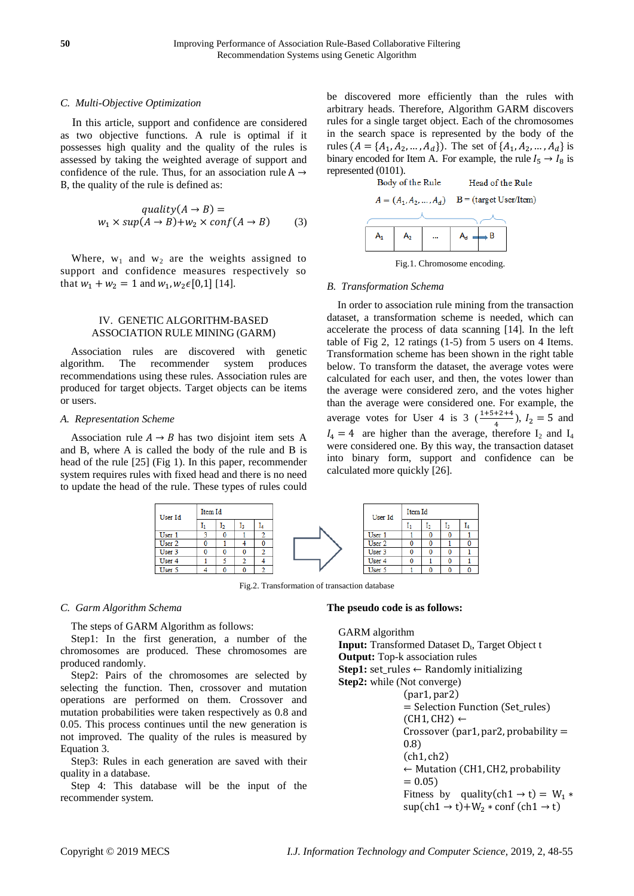### C. Multi-Objective Optimization

In this article, support and confidence are considered as two objective functions. A rule is optimal if it possesses high quality and the quality of the rules is assessed by taking the weighted average of support and confidence of the rule. Thus, for an association rule A → B, the quality of the rule is defined as:

$$quality(A \rightarrow B) = w_1 \times sup(A \rightarrow B) + w_2 \times conf(A \rightarrow B) \quad (3)$$

Where, $w_1$ and $w_2$ are the weights assigned to support and confidence measures respectively so that $w_1 + w_2 = 1$ and $w_1, w_2 \epsilon [0,1]$ [14].

## IV. GENETIC ALGORITHM-BASED ASSOCIATION RULE MINING (GARM)

Association rules are discovered with genetic algorithm. The recommender system produces recommendations using these rules. Association rules are produced for target objects. Target objects can be items or users.

### A. Representation Scheme

Association rule $A \rightarrow B$ has two disjoint item sets A and B, where A is called the body of the rule and B is head of the rule [25] (Fig 1). In this paper, recommender system requires rules with fixed head and there is no need to update the head of the rule. These types of rules could be discovered more efficiently than the rules with arbitrary heads. Therefore, Algorithm GARM discovers rules for a single target object. Each of the chromosomes in the search space is represented by the body of the rules ($A = \{A_1, A_2, \dots, A_d\}$). The set of $\{A_1, A_2, \dots, A_d\}$ is binary encoded for Item A. For example, the rule $I_5 \rightarrow I_8$ is represented (0101).

Body of the Rule: $A = (A_1, A_2, \dots, A_d)$ — Head of the Rule: B = (target User/Item)

| $A_1$ | $A_2$ | ... | $A_d$ → B |
|---|---|---|---|

Fig.1. Chromosome encoding.

### B. Transformation Schema

In order to association rule mining from the transaction dataset, a transformation scheme is needed, which can accelerate the process of data scanning [14]. In the left table of Fig 2, 12 ratings (1-5) from 5 users on 4 Items. Transformation scheme has been shown in the right table below. To transform the dataset, the average votes were calculated for each user, and then, the votes lower than the average were considered zero, and the votes higher than the average were considered one. For example, the average votes for User 4 is 3 ($\frac{1+5+2+4}{4}$), $I_2 = 5$ and $I_4 = 4$ are higher than the average, therefore $I_2$ and $I_4$ were considered one. By this way, the transaction dataset into binary form, support and confidence can be calculated more quickly [26].

| User Id | Item Id | | | |
|---|---|---|---|---|
| | $I_1$ | $I_2$ | $I_3$ | $I_4$ |
| User 1 | 3 | 0 | 1 | 2 |
| User 2 | 0 | 1 | 4 | 0 |
| User 3 | 0 | 0 | 0 | 2 |
| User 4 | 1 | 5 | 2 | 4 |
| User 5 | 4 | 0 | 0 | 2 |

| User Id | Item Id | | | |
|---|---|---|---|---|
| | $I_1$ | $I_2$ | $I_3$ | $I_4$ |
| User 1 | 1 | 0 | 0 | 1 |
| User 2 | 0 | 0 | 1 | 0 |
| User 3 | 0 | 0 | 0 | 1 |
| User 4 | 0 | 1 | 0 | 1 |
| User 5 | 1 | 0 | 0 | 0 |

Fig.2. Transformation of transaction database

### C. Garm Algorithm Schema

The steps of GARM Algorithm as follows:

Step1: In the first generation, a number of the chromosomes are produced. These chromosomes are produced randomly.

Step2: Pairs of the chromosomes are selected by selecting the function. Then, crossover and mutation operations are performed on them. Crossover and mutation probabilities were taken respectively as 0.8 and 0.05. This process continues until the new generation is not improved. The quality of the rules is measured by Equation 3.

Step3: Rules in each generation are saved with their quality in a database.

Step 4: This database will be the input of the recommender system.

**The pseudo code is as follows:**

GARM algorithm
**Input:** Transformed Dataset $D_t$, Target Object t
**Output:** Top-k association rules
**Step1:** set_rules ← Randomly initializing
**Step2:** while (Not converge)
  (par1, par2) = Selection Function (Set_rules)
  (CH1, CH2) ← Crossover (par1, par2, probability = 0.8)
  (ch1, ch2) ← Mutation (CH1, CH2, probability = 0.05)
  Fitness by quality(ch1 → t) = $W_1$ * sup(ch1 → t)+$W_2$ * conf (ch1 → t)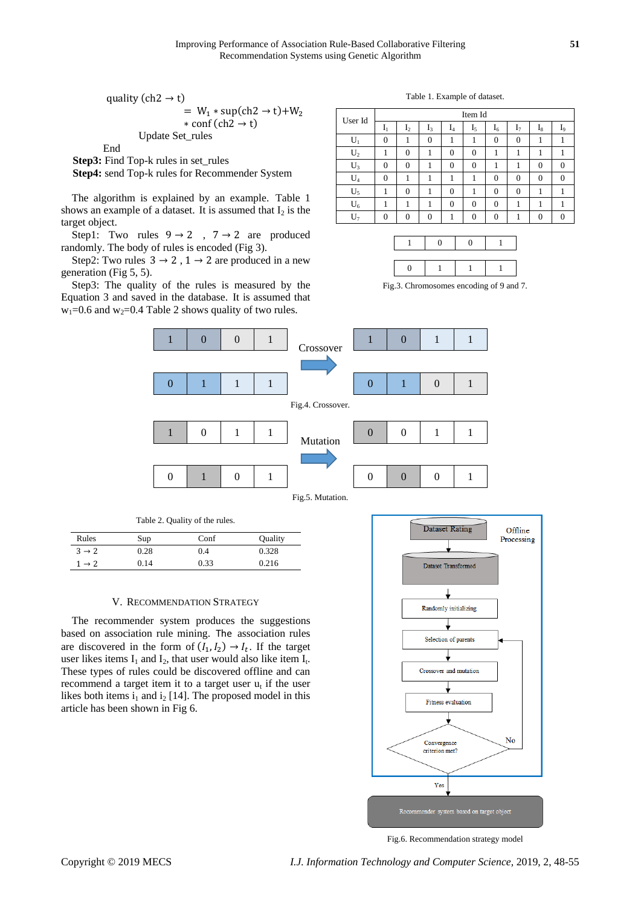quality (ch2 → t)

$$= W_1 * \sup(ch2 \rightarrow t) + W_2 * \text{conf}(ch2 \rightarrow t)$$

Update Set_rules

End

**Step3:** Find Top-k rules in set_rules

**Step4:** send Top-k rules for Recommender System

The algorithm is explained by an example. Table 1 shows an example of a dataset. It is assumed that $I_2$ is the target object.

Step1: Two rules $9 \rightarrow 2$ , $7 \rightarrow 2$ are produced randomly. The body of rules is encoded (Fig 3).

Step2: Two rules $3 \rightarrow 2$ , $1 \rightarrow 2$ are produced in a new generation (Fig 5, 5).

Step3: The quality of the rules is measured by the Equation 3 and saved in the database. It is assumed that $w_1$=0.6 and $w_2$=0.4 Table 2 shows quality of two rules.

Table 1. Example of dataset.

| User Id | Item Id | | | | | | | | |
|---|---|---|---|---|---|---|---|---|---|
| | $I_1$ | $I_2$ | $I_3$ | $I_4$ | $I_5$ | $I_6$ | $I_7$ | $I_8$ | $I_9$ |
| $U_1$ | 0 | 1 | 0 | 1 | 1 | 0 | 0 | 1 | 1 |
| $U_2$ | 1 | 0 | 1 | 0 | 0 | 1 | 1 | 1 | 1 |
| $U_3$ | 0 | 0 | 1 | 0 | 0 | 1 | 1 | 0 | 0 |
| $U_4$ | 0 | 1 | 1 | 1 | 1 | 0 | 0 | 0 | 0 |
| $U_5$ | 1 | 0 | 1 | 0 | 1 | 0 | 0 | 1 | 1 |
| $U_6$ | 1 | 1 | 1 | 0 | 0 | 0 | 1 | 1 | 1 |
| $U_7$ | 0 | 0 | 0 | 1 | 0 | 0 | 1 | 0 | 0 |

| 1 | 0 | 0 | 1 |
|---|---|---|---|

| 0 | 1 | 1 | 1 |
|---|---|---|---|

Fig.3. Chromosomes encoding of 9 and 7.

| 1 | 0 | 0 | 1 | Crossover → | 1 | 0 | 1 | 1 |
|---|---|---|---|---|---|---|---|---|
| 0 | 1 | 1 | 1 | | 0 | 1 | 0 | 1 |

Fig.4. Crossover.

| 1 | 0 | 1 | 1 | Mutation → | 0 | 0 | 1 | 1 |
|---|---|---|---|---|---|---|---|---|
| 0 | 1 | 0 | 1 | | 0 | 0 | 0 | 1 |

Fig.5. Mutation.

Table 2. Quality of the rules.

| Rules | Sup | Conf | Quality |
|---|---|---|---|
| $3 \rightarrow 2$ | 0.28 | 0.4 | 0.328 |
| $1 \rightarrow 2$ | 0.14 | 0.33 | 0.216 |

## V. RECOMMENDATION STRATEGY

The recommender system produces the suggestions based on association rule mining. The association rules are discovered in the form of $(I_1, I_2) \rightarrow I_t$. If the target user likes items $I_1$ and $I_2$, that user would also like item $I_t$. These types of rules could be discovered offline and can recommend a target item it to a target user $u_t$ if the user likes both items $i_1$ and $i_2$ [14]. The proposed model in this article has been shown in Fig 6.

Offline Processing: Dataset Rating → Dataset Transformed → Randomly initializing → Selection of parents → Crossover and mutation → Fitness evaluation → Convergence criterion met? (No → Selection of parents; Yes → Recommender system based on target object)

Fig.6. Recommendation strategy model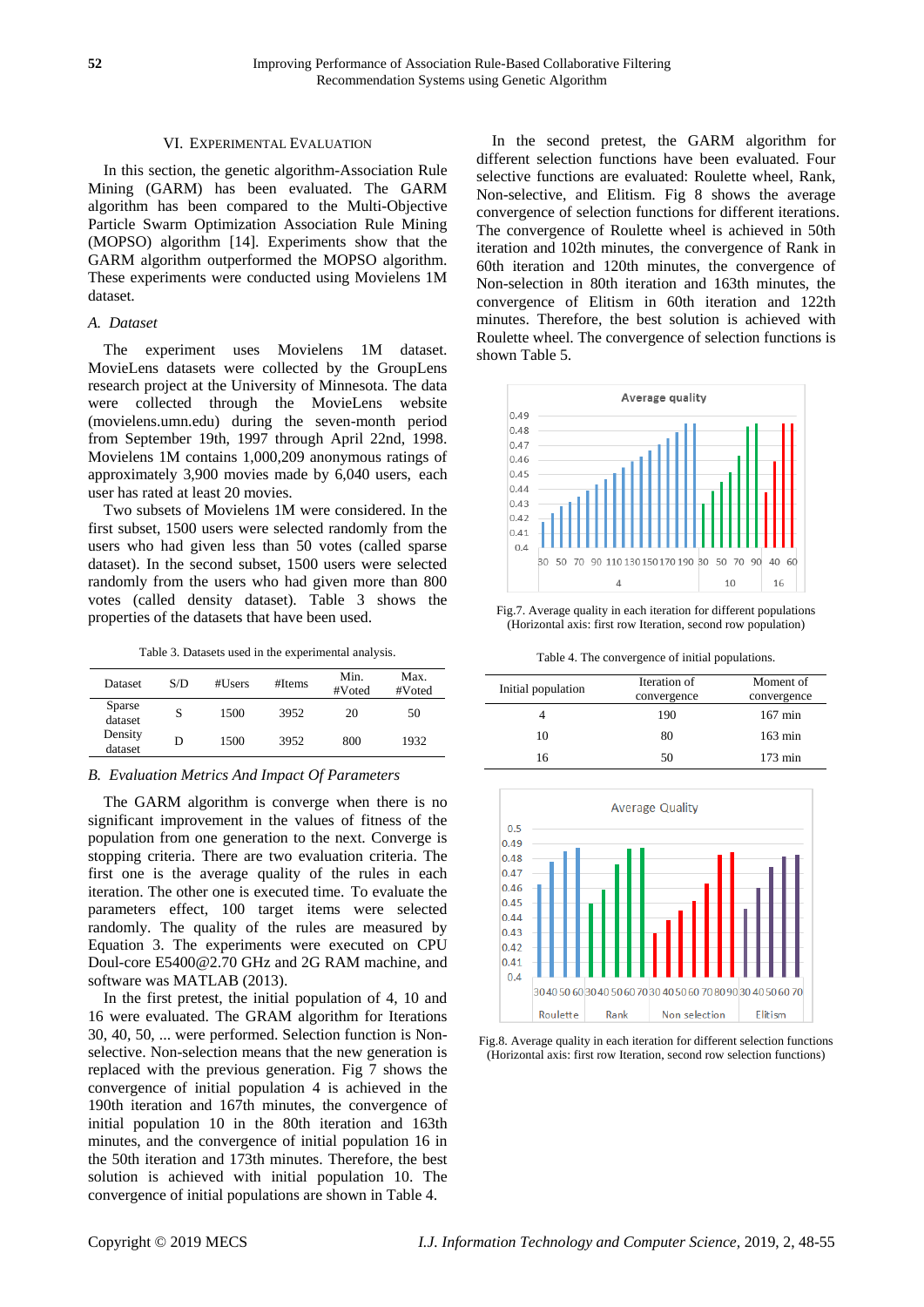## VI. Experimental Evaluation

In this section, the genetic algorithm-Association Rule Mining (GARM) has been evaluated. The GARM algorithm has been compared to the Multi-Objective Particle Swarm Optimization Association Rule Mining (MOPSO) algorithm [14]. Experiments show that the GARM algorithm outperformed the MOPSO algorithm. These experiments were conducted using Movielens 1M dataset.

### A. Dataset

The experiment uses Movielens 1M dataset. MovieLens datasets were collected by the GroupLens research project at the University of Minnesota. The data were collected through the MovieLens website (movielens.umn.edu) during the seven-month period from September 19th, 1997 through April 22nd, 1998. Movielens 1M contains 1,000,209 anonymous ratings of approximately 3,900 movies made by 6,040 users, each user has rated at least 20 movies.

Two subsets of Movielens 1M were considered. In the first subset, 1500 users were selected randomly from the users who had given less than 50 votes (called sparse dataset). In the second subset, 1500 users were selected randomly from the users who had given more than 800 votes (called density dataset). Table 3 shows the properties of the datasets that have been used.

Table 3. Datasets used in the experimental analysis.

| Dataset | S/D | #Users | #Items | Min. #Voted | Max. #Voted |
|---|---|---|---|---|---|
| Sparse dataset | S | 1500 | 3952 | 20 | 50 |
| Density dataset | D | 1500 | 3952 | 800 | 1932 |

### B. Evaluation Metrics And Impact Of Parameters

The GARM algorithm is converge when there is no significant improvement in the values of fitness of the population from one generation to the next. Converge is stopping criteria. There are two evaluation criteria. The first one is the average quality of the rules in each iteration. The other one is executed time. To evaluate the parameters effect, 100 target items were selected randomly. The quality of the rules are measured by Equation 3. The experiments were executed on CPU Doul-core E5400@2.70 GHz and 2G RAM machine, and software was MATLAB (2013).

In the first pretest, the initial population of 4, 10 and 16 were evaluated. The GRAM algorithm for Iterations 30, 40, 50, ... were performed. Selection function is Non-selective. Non-selection means that the new generation is replaced with the previous generation. Fig 7 shows the convergence of initial population 4 is achieved in the 190th iteration and 167th minutes, the convergence of initial population 10 in the 80th iteration and 163th minutes, and the convergence of initial population 16 in the 50th iteration and 173th minutes. Therefore, the best solution is achieved with initial population 10. The convergence of initial populations are shown in Table 4.

In the second pretest, the GARM algorithm for different selection functions have been evaluated. Four selective functions are evaluated: Roulette wheel, Rank, Non-selective, and Elitism. Fig 8 shows the average convergence of selection functions for different iterations. The convergence of Roulette wheel is achieved in 50th iteration and 102th minutes, the convergence of Rank in 60th iteration and 120th minutes, the convergence of Non-selection in 80th iteration and 163th minutes, the convergence of Elitism in 60th iteration and 122th minutes. Therefore, the best solution is achieved with Roulette wheel. The convergence of selection functions is shown Table 5.

Fig.7. Average quality in each iteration for different populations (Horizontal axis: first row Iteration, second row population)

Table 4. The convergence of initial populations.

| Initial population | Iteration of convergence | Moment of convergence |
|---|---|---|
| 4 | 190 | 167 min |
| 10 | 80 | 163 min |
| 16 | 50 | 173 min |

Fig.8. Average quality in each iteration for different selection functions (Horizontal axis: first row Iteration, second row selection functions)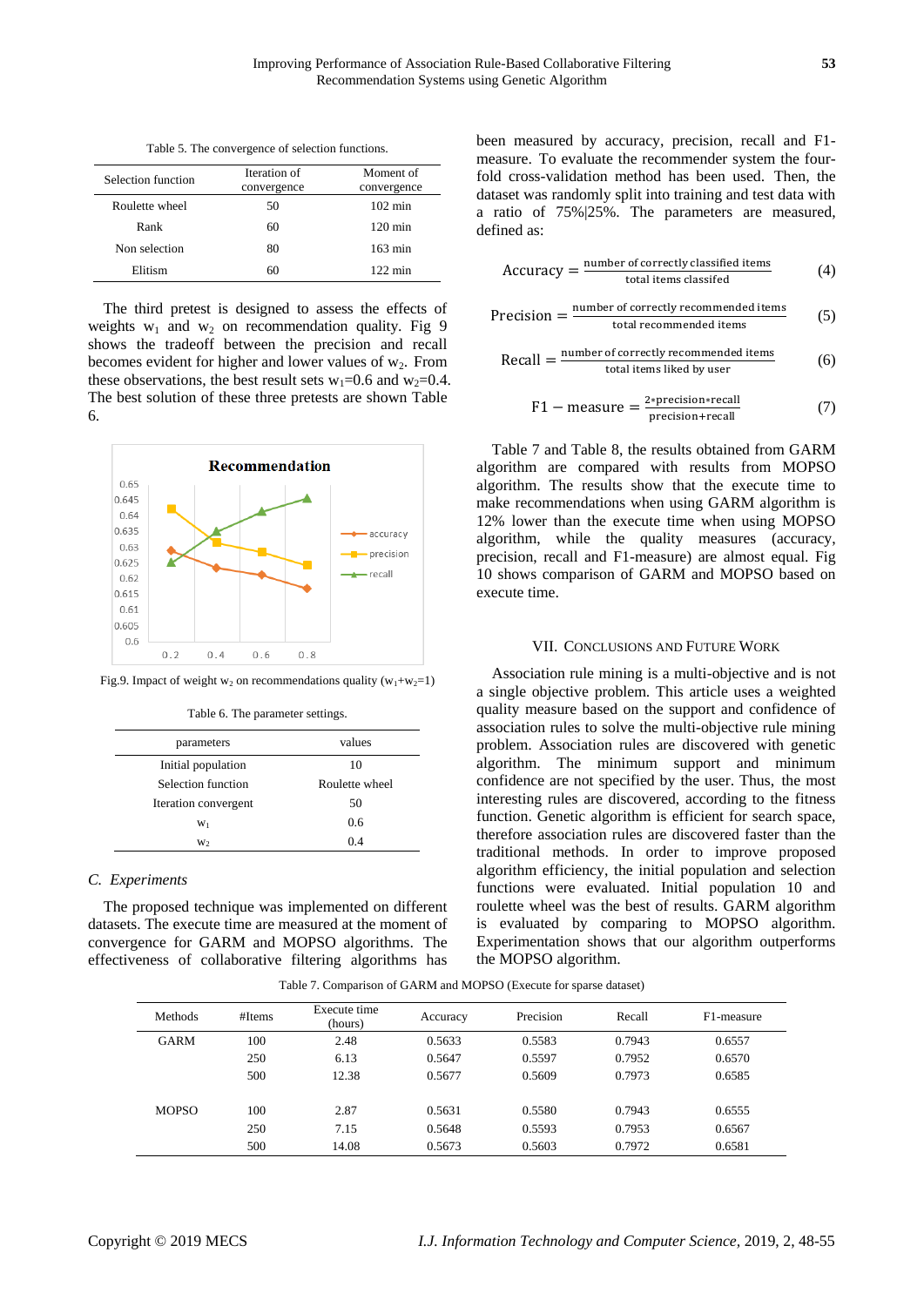Table 5. The convergence of selection functions.

| Selection function | Iteration of convergence | Moment of convergence |
|---|---|---|
| Roulette wheel | 50 | 102 min |
| Rank | 60 | 120 min |
| Non selection | 80 | 163 min |
| Elitism | 60 | 122 min |

The third pretest is designed to assess the effects of weights $w_1$ and $w_2$ on recommendation quality. Fig 9 shows the tradeoff between the precision and recall becomes evident for higher and lower values of $w_2$. From these observations, the best result sets $w_1$=0.6 and $w_2$=0.4. The best solution of these three pretests are shown Table 6.

Fig.9. Impact of weight $w_2$ on recommendations quality ($w_1$+$w_2$=1)

Table 6. The parameter settings.

| parameters | values |
|---|---|
| Initial population | 10 |
| Selection function | Roulette wheel |
| Iteration convergent | 50 |
| $w_1$ | 0.6 |
| $w_2$ | 0.4 |

### *C. Experiments*

The proposed technique was implemented on different datasets. The execute time are measured at the moment of convergence for GARM and MOPSO algorithms. The effectiveness of collaborative filtering algorithms has been measured by accuracy, precision, recall and F1-measure. To evaluate the recommender system the four-fold cross-validation method has been used. Then, the dataset was randomly split into training and test data with a ratio of 75%|25%. The parameters are measured, defined as:

$$\text{Accuracy} = \frac{\text{number of correctly classified items}}{\text{total items classifed}} \quad (4)$$

$$\text{Precision} = \frac{\text{number of correctly recommended items}}{\text{total recommended items}} \quad (5)$$

$$\text{Recall} = \frac{\text{number of correctly recommended items}}{\text{total items liked by user}} \quad (6)$$

$$\text{F1} - \text{measure} = \frac{2 * \text{precision} * \text{recall}}{\text{precision} + \text{recall}} \quad (7)$$

Table 7 and Table 8, the results obtained from GARM algorithm are compared with results from MOPSO algorithm. The results show that the execute time to make recommendations when using GARM algorithm is 12% lower than the execute time when using MOPSO algorithm, while the quality measures (accuracy, precision, recall and F1-measure) are almost equal. Fig 10 shows comparison of GARM and MOPSO based on execute time.

## VII. Conclusions and Future Work

Association rule mining is a multi-objective and is not a single objective problem. This article uses a weighted quality measure based on the support and confidence of association rules to solve the multi-objective rule mining problem. Association rules are discovered with genetic algorithm. The minimum support and minimum confidence are not specified by the user. Thus, the most interesting rules are discovered, according to the fitness function. Genetic algorithm is efficient for search space, therefore association rules are discovered faster than the traditional methods. In order to improve proposed algorithm efficiency, the initial population and selection functions were evaluated. Initial population 10 and roulette wheel was the best of results. GARM algorithm is evaluated by comparing to MOPSO algorithm. Experimentation shows that our algorithm outperforms the MOPSO algorithm.

Table 7. Comparison of GARM and MOPSO (Execute for sparse dataset)

| Methods | #Items | Execute time (hours) | Accuracy | Precision | Recall | F1-measure |
|---|---|---|---|---|---|---|
| GARM | 100 | 2.48 | 0.5633 | 0.5583 | 0.7943 | 0.6557 |
| | 250 | 6.13 | 0.5647 | 0.5597 | 0.7952 | 0.6570 |
| | 500 | 12.38 | 0.5677 | 0.5609 | 0.7973 | 0.6585 |
| MOPSO | 100 | 2.87 | 0.5631 | 0.5580 | 0.7943 | 0.6555 |
| | 250 | 7.15 | 0.5648 | 0.5593 | 0.7953 | 0.6567 |
| | 500 | 14.08 | 0.5673 | 0.5603 | 0.7972 | 0.6581 |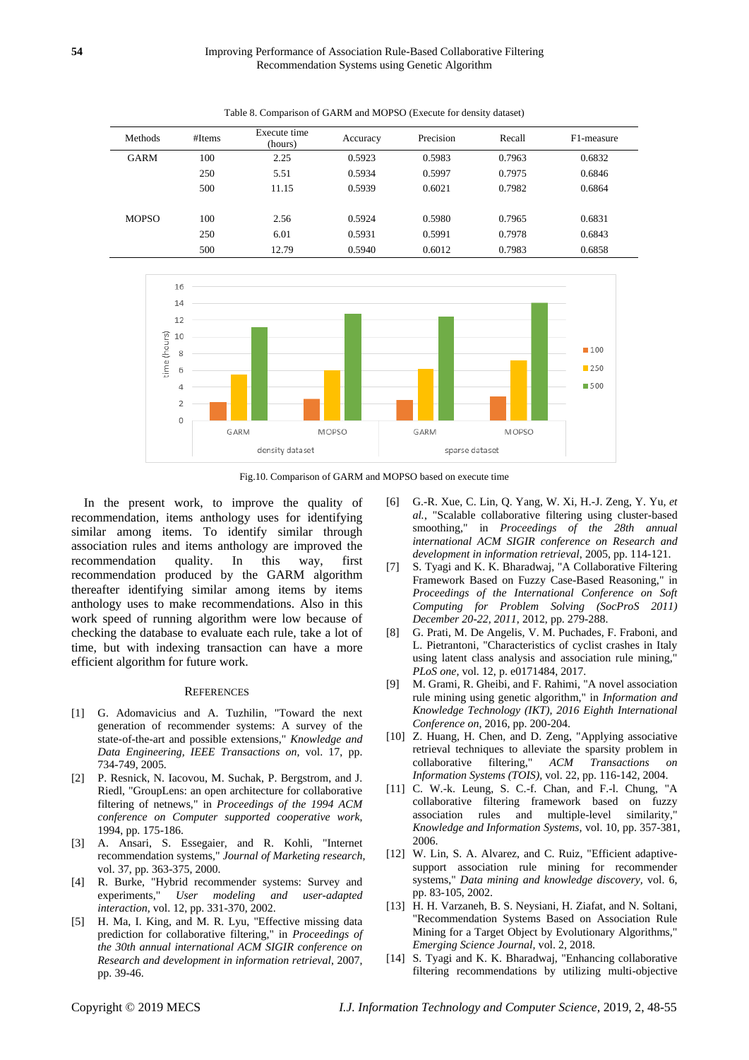Table 8. Comparison of GARM and MOPSO (Execute for density dataset)

| Methods | #Items | Execute time (hours) | Accuracy | Precision | Recall | F1-measure |
|---|---|---|---|---|---|---|
| GARM | 100 | 2.25 | 0.5923 | 0.5983 | 0.7963 | 0.6832 |
| | 250 | 5.51 | 0.5934 | 0.5997 | 0.7975 | 0.6846 |
| | 500 | 11.15 | 0.5939 | 0.6021 | 0.7982 | 0.6864 |
| MOPSO | 100 | 2.56 | 0.5924 | 0.5980 | 0.7965 | 0.6831 |
| | 250 | 6.01 | 0.5931 | 0.5991 | 0.7978 | 0.6843 |
| | 500 | 12.79 | 0.5940 | 0.6012 | 0.7983 | 0.6858 |

Fig.10. Comparison of GARM and MOPSO based on execute time

In the present work, to improve the quality of recommendation, items anthology uses for identifying similar among items. To identify similar through association rules and items anthology are improved the recommendation quality. In this way, first recommendation produced by the GARM algorithm thereafter identifying similar among items by items anthology uses to make recommendations. Also in this work speed of running algorithm were low because of checking the database to evaluate each rule, take a lot of time, but with indexing transaction can have a more efficient algorithm for future work.

## REFERENCES

[1] G. Adomavicius and A. Tuzhilin, "Toward the next generation of recommender systems: A survey of the state-of-the-art and possible extensions," *Knowledge and Data Engineering, IEEE Transactions on,* vol. 17, pp. 734-749, 2005.

[2] P. Resnick, N. Iacovou, M. Suchak, P. Bergstrom, and J. Riedl, "GroupLens: an open architecture for collaborative filtering of netnews," in *Proceedings of the 1994 ACM conference on Computer supported cooperative work*, 1994, pp. 175-186.

[3] A. Ansari, S. Essegaier, and R. Kohli, "Internet recommendation systems," *Journal of Marketing research,* vol. 37, pp. 363-375, 2000.

[4] R. Burke, "Hybrid recommender systems: Survey and experiments," *User modeling and user-adapted interaction,* vol. 12, pp. 331-370, 2002.

[5] H. Ma, I. King, and M. R. Lyu, "Effective missing data prediction for collaborative filtering," in *Proceedings of the 30th annual international ACM SIGIR conference on Research and development in information retrieval*, 2007, pp. 39-46.

[6] G.-R. Xue, C. Lin, Q. Yang, W. Xi, H.-J. Zeng, Y. Yu, *et al.*, "Scalable collaborative filtering using cluster-based smoothing," in *Proceedings of the 28th annual international ACM SIGIR conference on Research and development in information retrieval*, 2005, pp. 114-121.

[7] S. Tyagi and K. K. Bharadwaj, "A Collaborative Filtering Framework Based on Fuzzy Case-Based Reasoning," in *Proceedings of the International Conference on Soft Computing for Problem Solving (SocProS 2011) December 20-22, 2011*, 2012, pp. 279-288.

[8] G. Prati, M. De Angelis, V. M. Puchades, F. Fraboni, and L. Pietrantoni, "Characteristics of cyclist crashes in Italy using latent class analysis and association rule mining," *PLoS one,* vol. 12, p. e0171484, 2017.

[9] M. Grami, R. Gheibi, and F. Rahimi, "A novel association rule mining using genetic algorithm," in *Information and Knowledge Technology (IKT), 2016 Eighth International Conference on*, 2016, pp. 200-204.

[10] Z. Huang, H. Chen, and D. Zeng, "Applying associative retrieval techniques to alleviate the sparsity problem in collaborative filtering," *ACM Transactions on Information Systems (TOIS),* vol. 22, pp. 116-142, 2004.

[11] C. W.-k. Leung, S. C.-f. Chan, and F.-l. Chung, "A collaborative filtering framework based on fuzzy association rules and multiple-level similarity," *Knowledge and Information Systems,* vol. 10, pp. 357-381, 2006.

[12] W. Lin, S. A. Alvarez, and C. Ruiz, "Efficient adaptive-support association rule mining for recommender systems," *Data mining and knowledge discovery,* vol. 6, pp. 83-105, 2002.

[13] H. H. Varzaneh, B. S. Neysiani, H. Ziafat, and N. Soltani, "Recommendation Systems Based on Association Rule Mining for a Target Object by Evolutionary Algorithms," *Emerging Science Journal,* vol. 2, 2018.

[14] S. Tyagi and K. K. Bharadwaj, "Enhancing collaborative filtering recommendations by utilizing multi-objective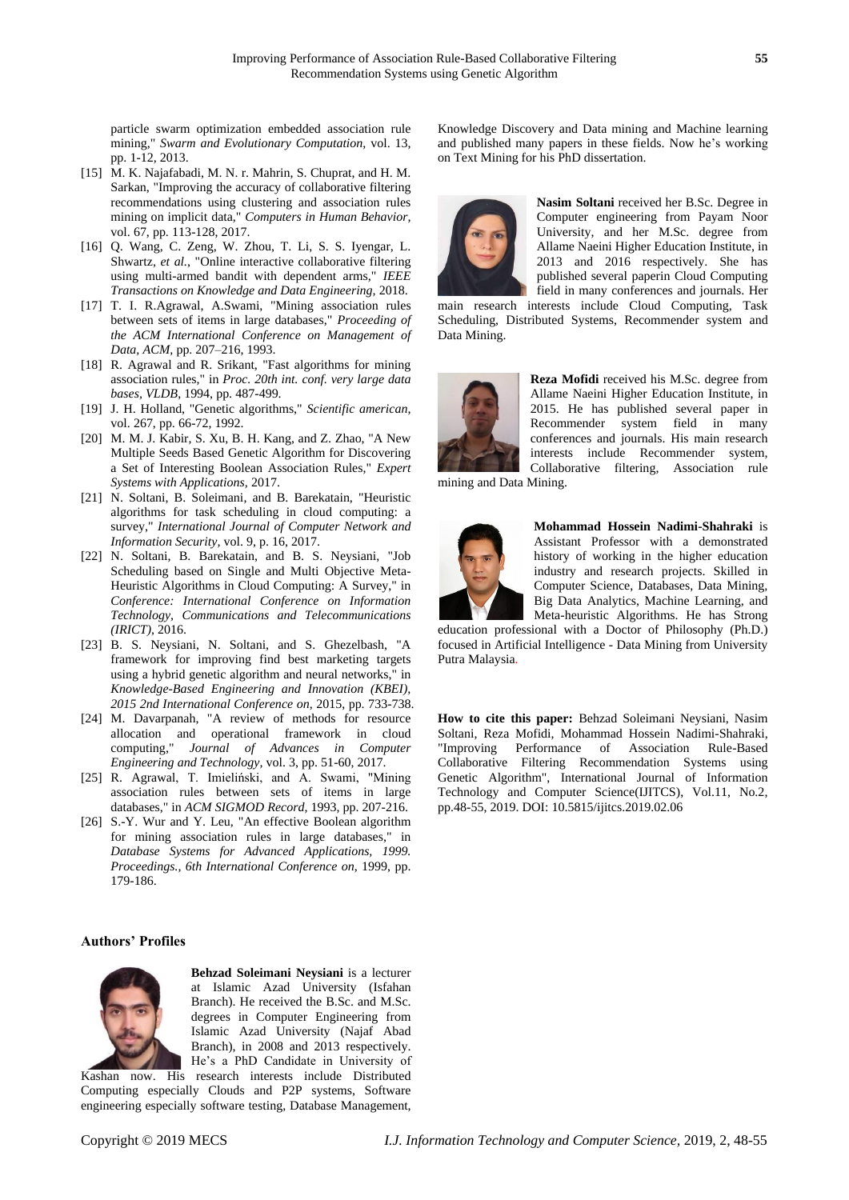particle swarm optimization embedded association rule mining," *Swarm and Evolutionary Computation,* vol. 13, pp. 1-12, 2013.

[15] M. K. Najafabadi, M. N. r. Mahrin, S. Chuprat, and H. M. Sarkan, "Improving the accuracy of collaborative filtering recommendations using clustering and association rules mining on implicit data," *Computers in Human Behavior,* vol. 67, pp. 113-128, 2017.

[16] Q. Wang, C. Zeng, W. Zhou, T. Li, S. S. Iyengar, L. Shwartz, *et al.*, "Online interactive collaborative filtering using multi-armed bandit with dependent arms," *IEEE Transactions on Knowledge and Data Engineering,* 2018.

[17] T. I. R.Agrawal, A.Swami, "Mining association rules between sets of items in large databases," *Proceeding of the ACM International Conference on Management of Data, ACM,* pp. 207–216, 1993.

[18] R. Agrawal and R. Srikant, "Fast algorithms for mining association rules," in *Proc. 20th int. conf. very large data bases, VLDB*, 1994, pp. 487-499.

[19] J. H. Holland, "Genetic algorithms," *Scientific american,* vol. 267, pp. 66-72, 1992.

[20] M. M. J. Kabir, S. Xu, B. H. Kang, and Z. Zhao, "A New Multiple Seeds Based Genetic Algorithm for Discovering a Set of Interesting Boolean Association Rules," *Expert Systems with Applications,* 2017.

[21] N. Soltani, B. Soleimani, and B. Barekatain, "Heuristic algorithms for task scheduling in cloud computing: a survey," *International Journal of Computer Network and Information Security,* vol. 9, p. 16, 2017.

[22] N. Soltani, B. Barekatain, and B. S. Neysiani, "Job Scheduling based on Single and Multi Objective Meta-Heuristic Algorithms in Cloud Computing: A Survey," in *Conference: International Conference on Information Technology, Communications and Telecommunications (IRICT)*, 2016.

[23] B. S. Neysiani, N. Soltani, and S. Ghezelbash, "A framework for improving find best marketing targets using a hybrid genetic algorithm and neural networks," in *Knowledge-Based Engineering and Innovation (KBEI), 2015 2nd International Conference on,* 2015, pp. 733-738.

[24] M. Davarpanah, "A review of methods for resource allocation and operational framework in cloud computing," *Journal of Advances in Computer Engineering and Technology,* vol. 3, pp. 51-60, 2017.

[25] R. Agrawal, T. Imieliński, and A. Swami, "Mining association rules between sets of items in large databases," in *ACM SIGMOD Record*, 1993, pp. 207-216.

[26] S.-Y. Wur and Y. Leu, "An effective Boolean algorithm for mining association rules in large databases," in *Database Systems for Advanced Applications, 1999. Proceedings., 6th International Conference on,* 1999, pp. 179-186.

## Authors' Profiles

**Behzad Soleimani Neysiani** is a lecturer at Islamic Azad University (Isfahan Branch). He received the B.Sc. and M.Sc. degrees in Computer Engineering from Islamic Azad University (Najaf Abad Branch), in 2008 and 2013 respectively. He's a PhD Candidate in University of Kashan now. His research interests include Distributed Computing especially Clouds and P2P systems, Software engineering especially software testing, Database Management, Knowledge Discovery and Data mining and Machine learning and published many papers in these fields. Now he's working on Text Mining for his PhD dissertation.

**Nasim Soltani** received her B.Sc. Degree in Computer engineering from Payam Noor University, and her M.Sc. degree from Allame Naeini Higher Education Institute, in 2013 and 2016 respectively. She has published several paperin Cloud Computing field in many conferences and journals. Her main research interests include Cloud Computing, Task Scheduling, Distributed Systems, Recommender system and Data Mining.

**Reza Mofidi** received his M.Sc. degree from Allame Naeini Higher Education Institute, in 2015. He has published several paper in Recommender system field in many conferences and journals. His main research interests include Recommender system, Collaborative filtering, Association rule mining and Data Mining.

**Mohammad Hossein Nadimi-Shahraki** is Assistant Professor with a demonstrated history of working in the higher education industry and research projects. Skilled in Computer Science, Databases, Data Mining, Big Data Analytics, Machine Learning, and Meta-heuristic Algorithms. He has Strong education professional with a Doctor of Philosophy (Ph.D.) focused in Artificial Intelligence - Data Mining from University Putra Malaysia.

**How to cite this paper:** Behzad Soleimani Neysiani, Nasim Soltani, Reza Mofidi, Mohammad Hossein Nadimi-Shahraki, "Improving Performance of Association Rule-Based Collaborative Filtering Recommendation Systems using Genetic Algorithm", International Journal of Information Technology and Computer Science(IJITCS), Vol.11, No.2, pp.48-55, 2019. DOI: 10.5815/ijitcs.2019.02.06